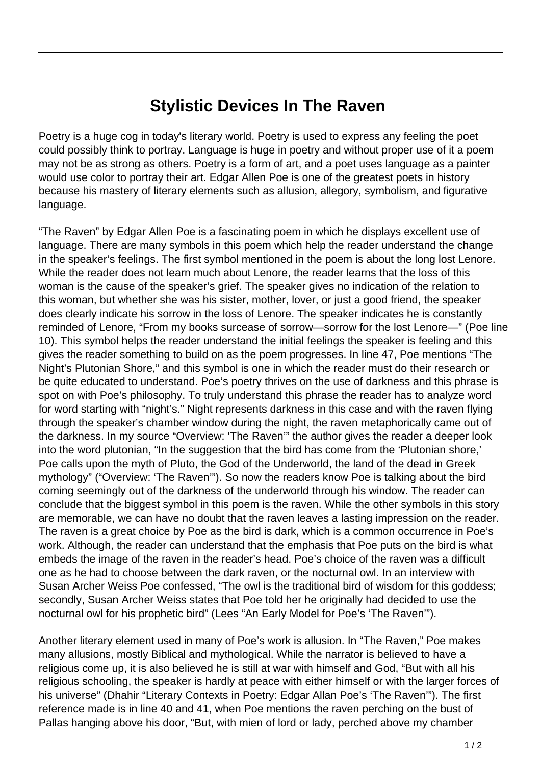# Stylistic Devices In The Raven

Poetry is a huge cog in today's literary world. Poetry is used to express any feeling the poet could possibly think to portray. Language is huge in poetry and without proper use of it a poem may not be as strong as others. Poetry is a form of art, and a poet uses language as a painter would use color to portray their art. Edgar Allen Poe is one of the greatest poets in history because his mastery of literary elements such as allusion, allegory, symbolism, and figurative language.

"The Raven" by Edgar Allen Poe is a fascinating poem in which he displays excellent use of language. There are many symbols in this poem which help the reader understand the change in the speaker's feelings. The first symbol mentioned in the poem is about the long lost Lenore. While the reader does not learn much about Lenore, the reader learns that the loss of this woman is the cause of the speaker's grief. The speaker gives no indication of the relation to this woman, but whether she was his sister, mother, lover, or just a good friend, the speaker does clearly indicate his sorrow in the loss of Lenore. The speaker indicates he is constantly reminded of Lenore, "From my books surcease of sorrow—sorrow for the lost Lenore—" (Poe line 10). This symbol helps the reader understand the initial feelings the speaker is feeling and this gives the reader something to build on as the poem progresses. In line 47, Poe mentions "The Night's Plutonian Shore," and this symbol is one in which the reader must do their research or be quite educated to understand. Poe's poetry thrives on the use of darkness and this phrase is spot on with Poe's philosophy. To truly understand this phrase the reader has to analyze word for word starting with "night's." Night represents darkness in this case and with the raven flying through the speaker's chamber window during the night, the raven metaphorically came out of the darkness. In my source "Overview: 'The Raven'" the author gives the reader a deeper look into the word plutonian, "In the suggestion that the bird has come from the 'Plutonian shore,' Poe calls upon the myth of Pluto, the God of the Underworld, the land of the dead in Greek mythology" ("Overview: 'The Raven'"). So now the readers know Poe is talking about the bird coming seemingly out of the darkness of the underworld through his window. The reader can conclude that the biggest symbol in this poem is the raven. While the other symbols in this story are memorable, we can have no doubt that the raven leaves a lasting impression on the reader. The raven is a great choice by Poe as the bird is dark, which is a common occurrence in Poe's work. Although, the reader can understand that the emphasis that Poe puts on the bird is what embeds the image of the raven in the reader's head. Poe's choice of the raven was a difficult one as he had to choose between the dark raven, or the nocturnal owl. In an interview with Susan Archer Weiss Poe confessed, "The owl is the traditional bird of wisdom for this goddess; secondly, Susan Archer Weiss states that Poe told her he originally had decided to use the nocturnal owl for his prophetic bird" (Lees "An Early Model for Poe's 'The Raven'").

Another literary element used in many of Poe's work is allusion. In "The Raven," Poe makes many allusions, mostly Biblical and mythological. While the narrator is believed to have a religious come up, it is also believed he is still at war with himself and God, "But with all his religious schooling, the speaker is hardly at peace with either himself or with the larger forces of his universe" (Dhahir "Literary Contexts in Poetry: Edgar Allan Poe's 'The Raven'"). The first reference made is in line 40 and 41, when Poe mentions the raven perching on the bust of Pallas hanging above his door, "But, with mien of lord or lady, perched above my chamber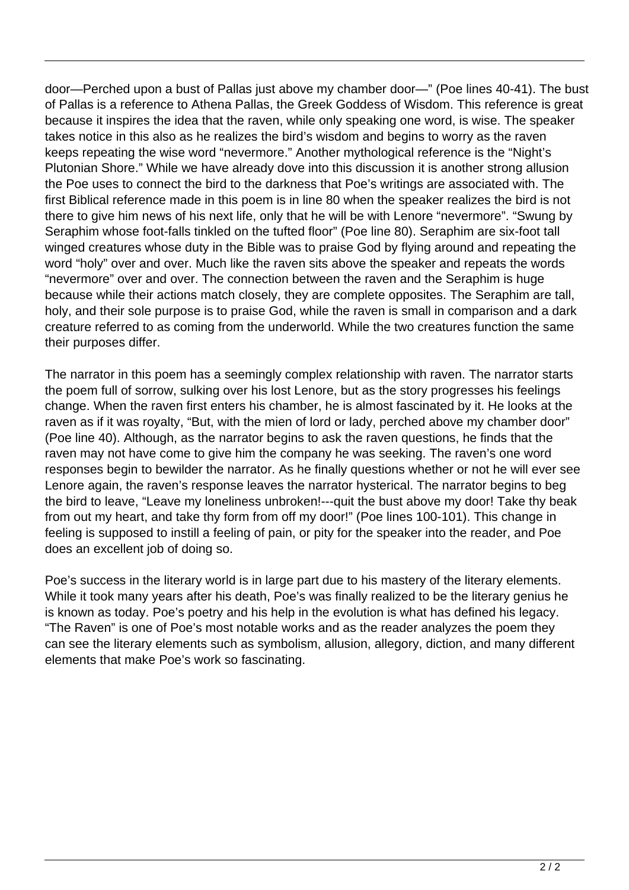door—Perched upon a bust of Pallas just above my chamber door—" (Poe lines 40-41). The bust of Pallas is a reference to Athena Pallas, the Greek Goddess of Wisdom. This reference is great because it inspires the idea that the raven, while only speaking one word, is wise. The speaker takes notice in this also as he realizes the bird's wisdom and begins to worry as the raven keeps repeating the wise word "nevermore." Another mythological reference is the "Night's Plutonian Shore." While we have already dove into this discussion it is another strong allusion the Poe uses to connect the bird to the darkness that Poe's writings are associated with. The first Biblical reference made in this poem is in line 80 when the speaker realizes the bird is not there to give him news of his next life, only that he will be with Lenore "nevermore". "Swung by Seraphim whose foot-falls tinkled on the tufted floor" (Poe line 80). Seraphim are six-foot tall winged creatures whose duty in the Bible was to praise God by flying around and repeating the word "holy" over and over. Much like the raven sits above the speaker and repeats the words "nevermore" over and over. The connection between the raven and the Seraphim is huge because while their actions match closely, they are complete opposites. The Seraphim are tall, holy, and their sole purpose is to praise God, while the raven is small in comparison and a dark creature referred to as coming from the underworld. While the two creatures function the same their purposes differ.

The narrator in this poem has a seemingly complex relationship with raven. The narrator starts the poem full of sorrow, sulking over his lost Lenore, but as the story progresses his feelings change. When the raven first enters his chamber, he is almost fascinated by it. He looks at the raven as if it was royalty, "But, with the mien of lord or lady, perched above my chamber door" (Poe line 40). Although, as the narrator begins to ask the raven questions, he finds that the raven may not have come to give him the company he was seeking. The raven's one word responses begin to bewilder the narrator. As he finally questions whether or not he will ever see Lenore again, the raven's response leaves the narrator hysterical. The narrator begins to beg the bird to leave, "Leave my loneliness unbroken!---quit the bust above my door! Take thy beak from out my heart, and take thy form from off my door!" (Poe lines 100-101). This change in feeling is supposed to instill a feeling of pain, or pity for the speaker into the reader, and Poe does an excellent job of doing so.

Poe's success in the literary world is in large part due to his mastery of the literary elements. While it took many years after his death, Poe's was finally realized to be the literary genius he is known as today. Poe's poetry and his help in the evolution is what has defined his legacy. "The Raven" is one of Poe's most notable works and as the reader analyzes the poem they can see the literary elements such as symbolism, allusion, allegory, diction, and many different elements that make Poe's work so fascinating.